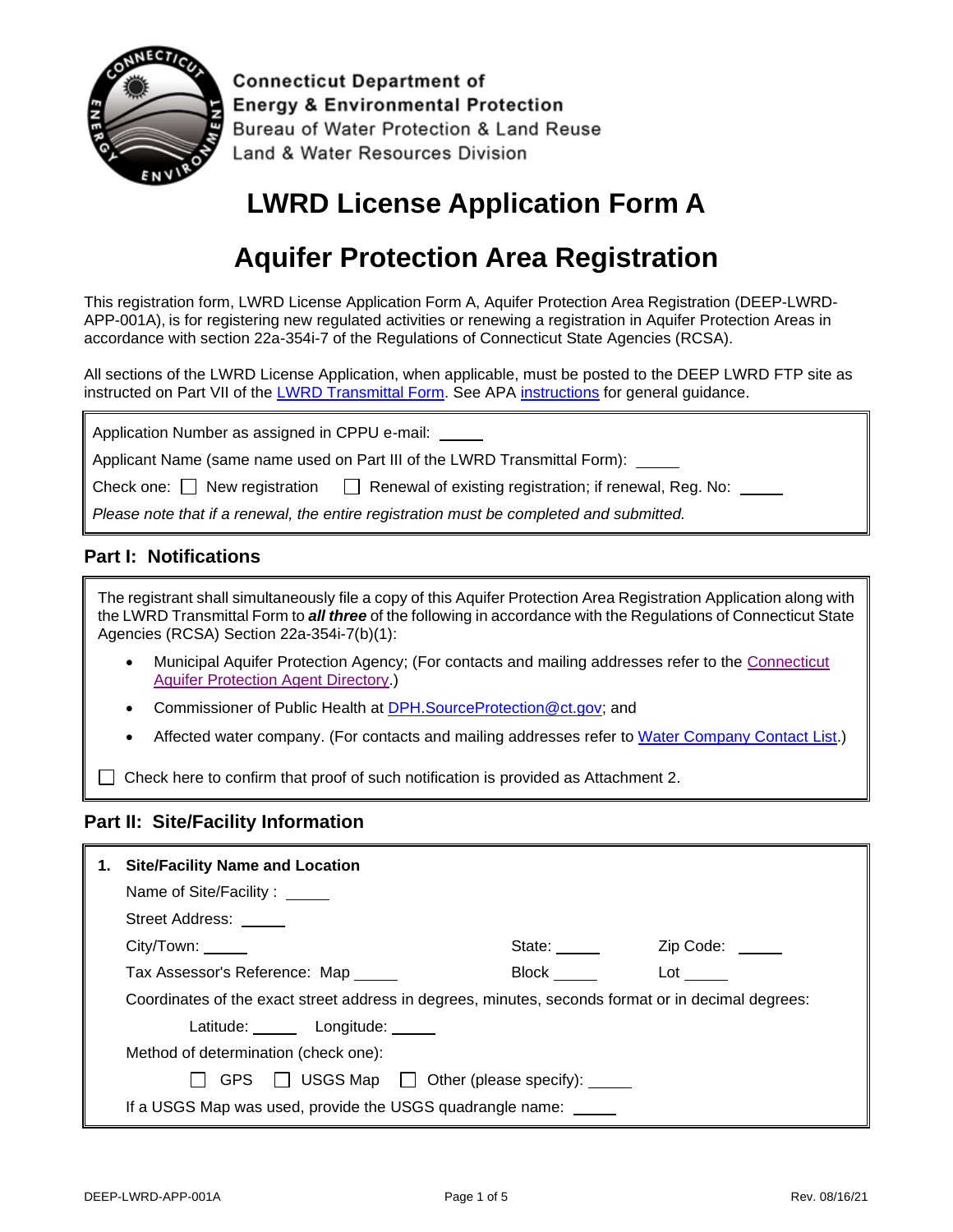Connecticut Department of Energy & Environmental Protection
Bureau of Water Protection & Land Reuse
Land & Water Resources Division

# LWRD License Application Form A

# Aquifer Protection Area Registration

This registration form, LWRD License Application Form A, Aquifer Protection Area Registration (DEEP-LWRD-APP-001A), is for registering new regulated activities or renewing a registration in Aquifer Protection Areas in accordance with section 22a-354i-7 of the Regulations of Connecticut State Agencies (RCSA).

All sections of the LWRD License Application, when applicable, must be posted to the DEEP LWRD FTP site as instructed on Part VII of the LWRD Transmittal Form. See APA instructions for general guidance.

Application Number as assigned in CPPU e-mail: _____

Applicant Name (same name used on Part III of the LWRD Transmittal Form): _____

Check one: ☐ New registration ☐ Renewal of existing registration; if renewal, Reg. No: _____

*Please note that if a renewal, the entire registration must be completed and submitted.*

## Part I: Notifications

The registrant shall simultaneously file a copy of this Aquifer Protection Area Registration Application along with the LWRD Transmittal Form to ***all three*** of the following in accordance with the Regulations of Connecticut State Agencies (RCSA) Section 22a-354i-7(b)(1):

- Municipal Aquifer Protection Agency; (For contacts and mailing addresses refer to the Connecticut Aquifer Protection Agent Directory.)
- Commissioner of Public Health at DPH.SourceProtection@ct.gov; and
- Affected water company. (For contacts and mailing addresses refer to Water Company Contact List.)

☐ Check here to confirm that proof of such notification is provided as Attachment 2.

## Part II: Site/Facility Information

**1. Site/Facility Name and Location**

Name of Site/Facility : _____

Street Address: _____

City/Town: _____ State: _____ Zip Code: _____

Tax Assessor's Reference: Map _____ Block _____ Lot _____

Coordinates of the exact street address in degrees, minutes, seconds format or in decimal degrees:

Latitude: _____ Longitude: _____

Method of determination (check one):

☐ GPS ☐ USGS Map ☐ Other (please specify): _____

If a USGS Map was used, provide the USGS quadrangle name: _____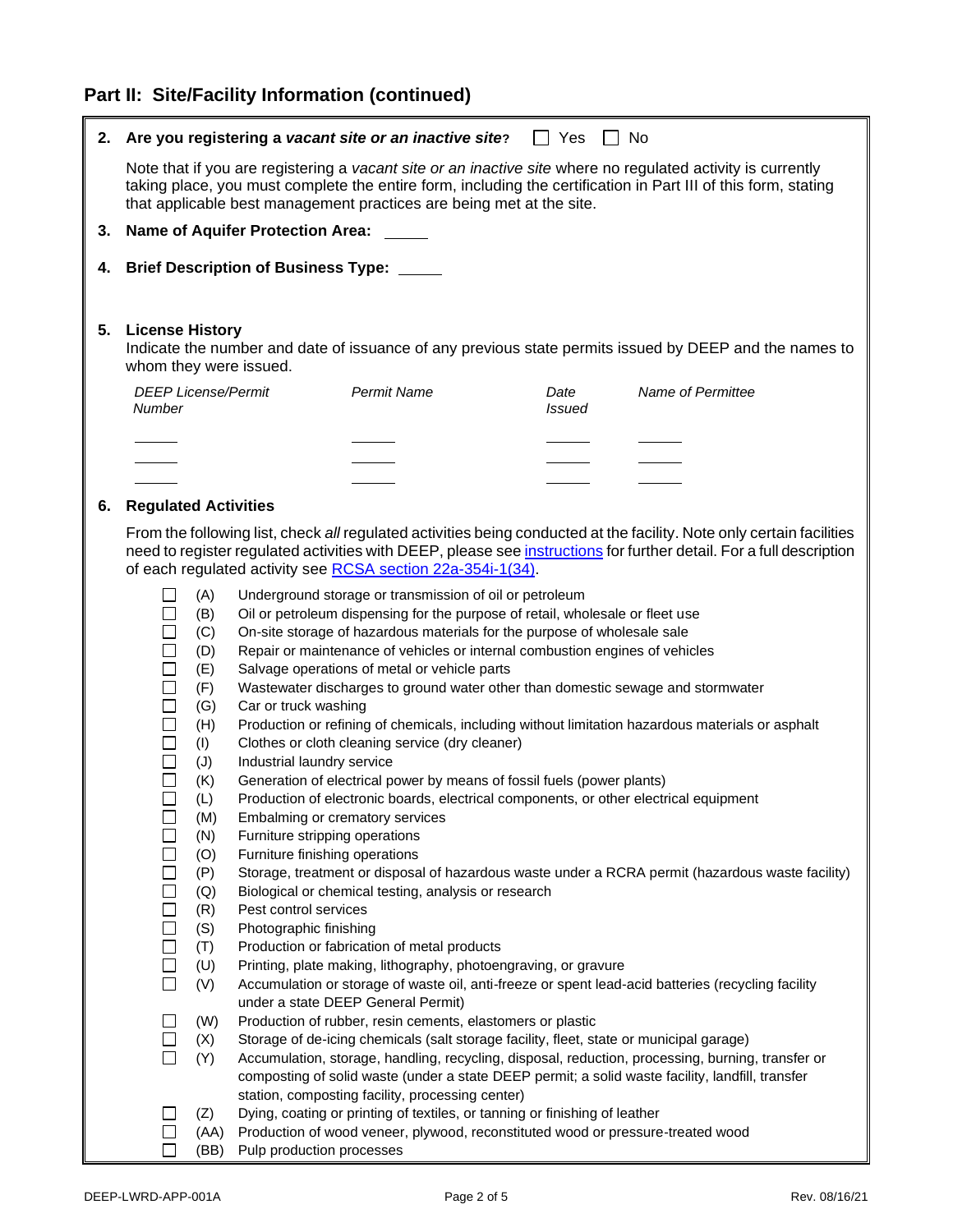## Part II: Site/Facility Information (continued)

**2. Are you registering a *vacant site or an inactive site*?** ☐ Yes ☐ No

Note that if you are registering a *vacant site or an inactive site* where no regulated activity is currently taking place, you must complete the entire form, including the certification in Part III of this form, stating that applicable best management practices are being met at the site.

**3. Name of Aquifer Protection Area:** _____

**4. Brief Description of Business Type:** _____

**5. License History**

Indicate the number and date of issuance of any previous state permits issued by DEEP and the names to whom they were issued.

| *DEEP License/Permit Number* | *Permit Name* | *Date Issued* | *Name of Permittee* |
|---|---|---|---|
| _____ | _____ | _____ | _____ |
| _____ | _____ | _____ | _____ |
| _____ | _____ | _____ | _____ |

**6. Regulated Activities**

From the following list, check *all* regulated activities being conducted at the facility. Note only certain facilities need to register regulated activities with DEEP, please see instructions for further detail. For a full description of each regulated activity see RCSA section 22a-354i-1(34).

- ☐ (A) Underground storage or transmission of oil or petroleum
- ☐ (B) Oil or petroleum dispensing for the purpose of retail, wholesale or fleet use
- ☐ (C) On-site storage of hazardous materials for the purpose of wholesale sale
- ☐ (D) Repair or maintenance of vehicles or internal combustion engines of vehicles
- ☐ (E) Salvage operations of metal or vehicle parts
- ☐ (F) Wastewater discharges to ground water other than domestic sewage and stormwater
- ☐ (G) Car or truck washing
- ☐ (H) Production or refining of chemicals, including without limitation hazardous materials or asphalt
- ☐ (I) Clothes or cloth cleaning service (dry cleaner)
- ☐ (J) Industrial laundry service
- ☐ (K) Generation of electrical power by means of fossil fuels (power plants)
- ☐ (L) Production of electronic boards, electrical components, or other electrical equipment
- ☐ (M) Embalming or crematory services
- ☐ (N) Furniture stripping operations
- ☐ (O) Furniture finishing operations
- ☐ (P) Storage, treatment or disposal of hazardous waste under a RCRA permit (hazardous waste facility)
- ☐ (Q) Biological or chemical testing, analysis or research
- ☐ (R) Pest control services
- ☐ (S) Photographic finishing
- ☐ (T) Production or fabrication of metal products
- ☐ (U) Printing, plate making, lithography, photoengraving, or gravure
- ☐ (V) Accumulation or storage of waste oil, anti-freeze or spent lead-acid batteries (recycling facility under a state DEEP General Permit)
- ☐ (W) Production of rubber, resin cements, elastomers or plastic
- ☐ (X) Storage of de-icing chemicals (salt storage facility, fleet, state or municipal garage)
- ☐ (Y) Accumulation, storage, handling, recycling, disposal, reduction, processing, burning, transfer or composting of solid waste (under a state DEEP permit; a solid waste facility, landfill, transfer station, composting facility, processing center)
- ☐ (Z) Dying, coating or printing of textiles, or tanning or finishing of leather
- ☐ (AA) Production of wood veneer, plywood, reconstituted wood or pressure-treated wood
- ☐ (BB) Pulp production processes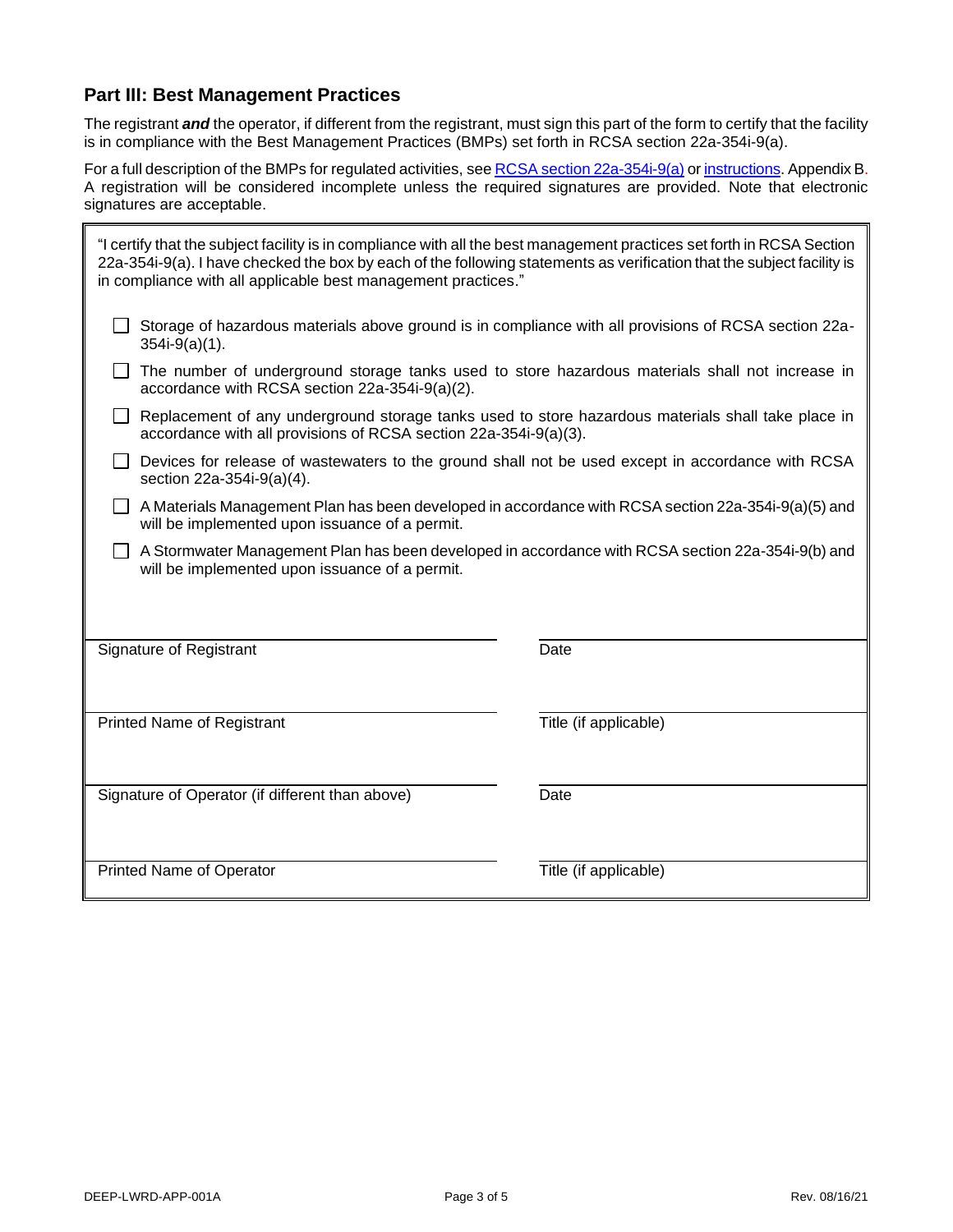## Part III: Best Management Practices

The registrant ***and*** the operator, if different from the registrant, must sign this part of the form to certify that the facility is in compliance with the Best Management Practices (BMPs) set forth in RCSA section 22a-354i-9(a).

For a full description of the BMPs for regulated activities, see [RCSA section 22a-354i-9(a)] or [instructions]. Appendix B. A registration will be considered incomplete unless the required signatures are provided. Note that electronic signatures are acceptable.

"I certify that the subject facility is in compliance with all the best management practices set forth in RCSA Section 22a-354i-9(a). I have checked the box by each of the following statements as verification that the subject facility is in compliance with all applicable best management practices."

- ☐ Storage of hazardous materials above ground is in compliance with all provisions of RCSA section 22a-354i-9(a)(1).
- ☐ The number of underground storage tanks used to store hazardous materials shall not increase in accordance with RCSA section 22a-354i-9(a)(2).
- ☐ Replacement of any underground storage tanks used to store hazardous materials shall take place in accordance with all provisions of RCSA section 22a-354i-9(a)(3).
- ☐ Devices for release of wastewaters to the ground shall not be used except in accordance with RCSA section 22a-354i-9(a)(4).
- ☐ A Materials Management Plan has been developed in accordance with RCSA section 22a-354i-9(a)(5) and will be implemented upon issuance of a permit.
- ☐ A Stormwater Management Plan has been developed in accordance with RCSA section 22a-354i-9(b) and will be implemented upon issuance of a permit.

| | |
|---|---|
| Signature of Registrant | Date |
| Printed Name of Registrant | Title (if applicable) |
| Signature of Operator (if different than above) | Date |
| Printed Name of Operator | Title (if applicable) |

DEEP-LWRD-APP-001A Rev. 08/16/21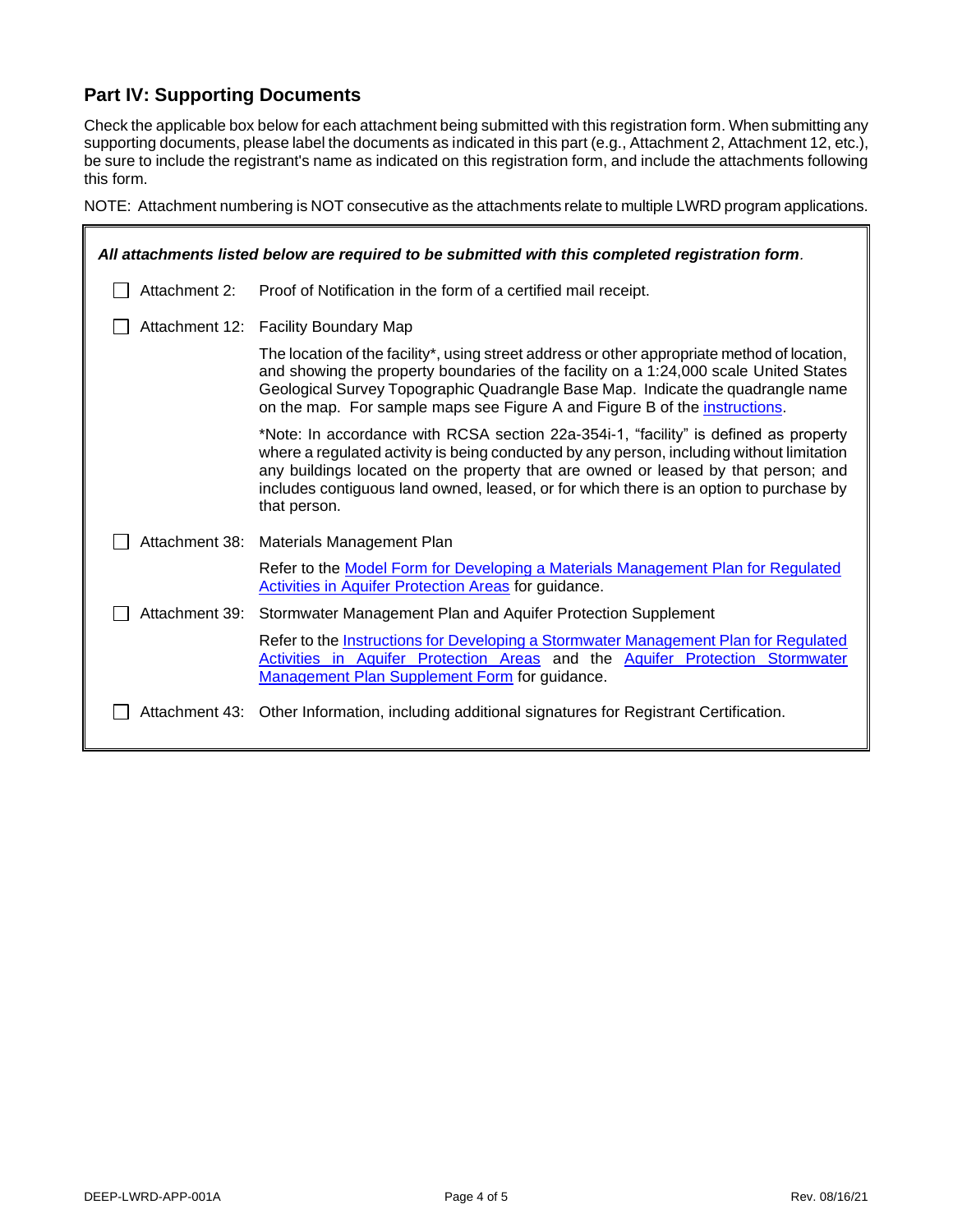## Part IV: Supporting Documents

Check the applicable box below for each attachment being submitted with this registration form. When submitting any supporting documents, please label the documents as indicated in this part (e.g., Attachment 2, Attachment 12, etc.), be sure to include the registrant's name as indicated on this registration form, and include the attachments following this form.

NOTE: Attachment numbering is NOT consecutive as the attachments relate to multiple LWRD program applications.

***All attachments listed below are required to be submitted with this completed registration form*.**

- ☐ Attachment 2: Proof of Notification in the form of a certified mail receipt.

- ☐ Attachment 12: Facility Boundary Map

  The location of the facility*, using street address or other appropriate method of location, and showing the property boundaries of the facility on a 1:24,000 scale United States Geological Survey Topographic Quadrangle Base Map. Indicate the quadrangle name on the map. For sample maps see Figure A and Figure B of the instructions.

  *Note: In accordance with RCSA section 22a-354i-1, "facility" is defined as property where a regulated activity is being conducted by any person, including without limitation any buildings located on the property that are owned or leased by that person; and includes contiguous land owned, leased, or for which there is an option to purchase by that person.

- ☐ Attachment 38: Materials Management Plan

  Refer to the Model Form for Developing a Materials Management Plan for Regulated Activities in Aquifer Protection Areas for guidance.

- ☐ Attachment 39: Stormwater Management Plan and Aquifer Protection Supplement

  Refer to the Instructions for Developing a Stormwater Management Plan for Regulated Activities in Aquifer Protection Areas and the Aquifer Protection Stormwater Management Plan Supplement Form for guidance.

- ☐ Attachment 43: Other Information, including additional signatures for Registrant Certification.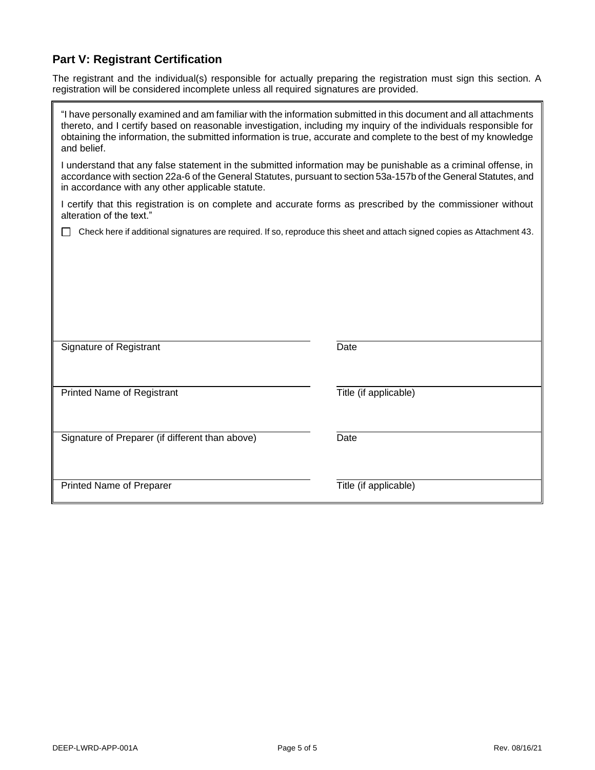## Part V: Registrant Certification

The registrant and the individual(s) responsible for actually preparing the registration must sign this section. A registration will be considered incomplete unless all required signatures are provided.

"I have personally examined and am familiar with the information submitted in this document and all attachments thereto, and I certify based on reasonable investigation, including my inquiry of the individuals responsible for obtaining the information, the submitted information is true, accurate and complete to the best of my knowledge and belief.

I understand that any false statement in the submitted information may be punishable as a criminal offense, in accordance with section 22a-6 of the General Statutes, pursuant to section 53a-157b of the General Statutes, and in accordance with any other applicable statute.

I certify that this registration is on complete and accurate forms as prescribed by the commissioner without alteration of the text."

☐ Check here if additional signatures are required. If so, reproduce this sheet and attach signed copies as Attachment 43.

| | |
|---|---|
| Signature of Registrant | Date |
| Printed Name of Registrant | Title (if applicable) |
| Signature of Preparer (if different than above) | Date |
| Printed Name of Preparer | Title (if applicable) |

DEEP-LWRD-APP-001A Rev. 08/16/21